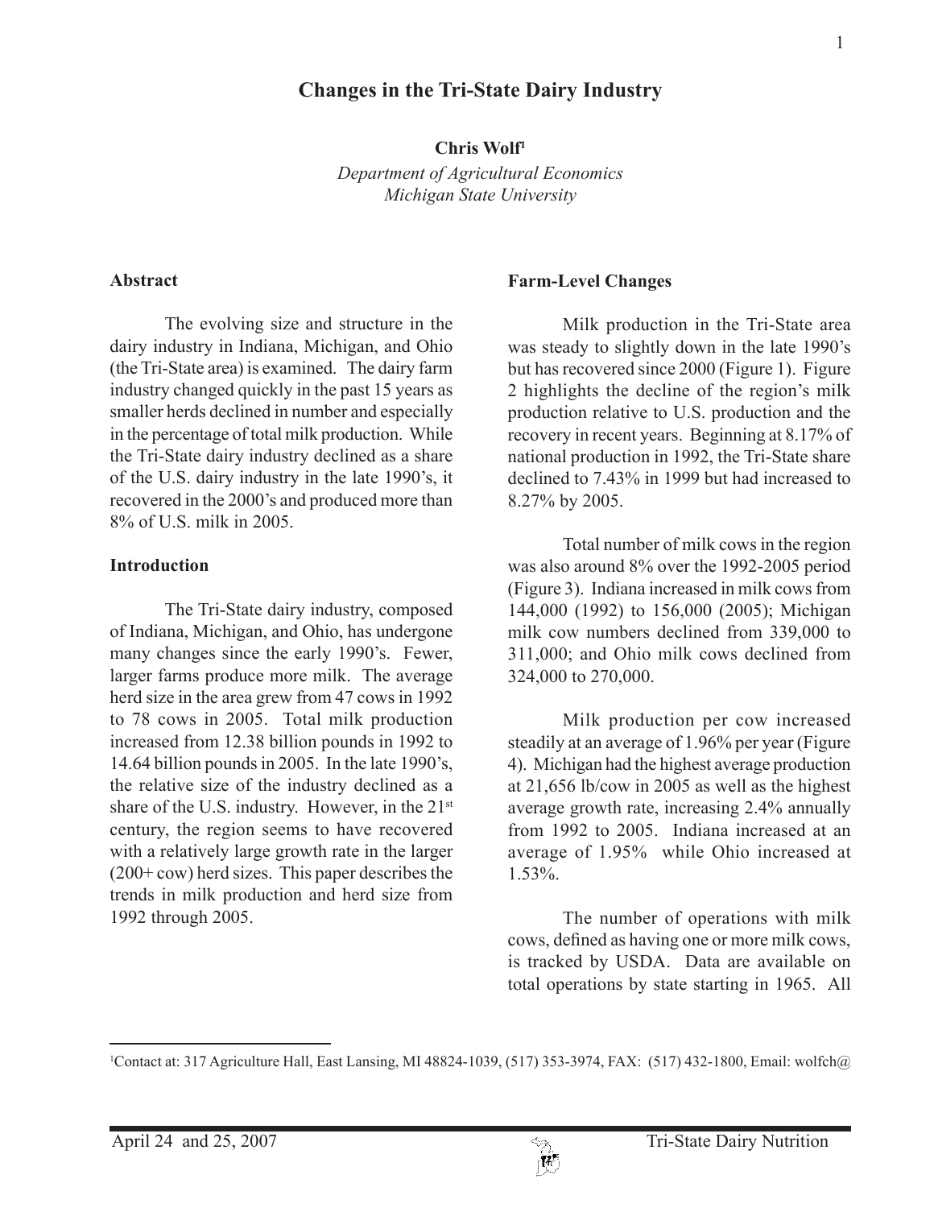# Changes in the Tri-State Dairy Industry

**Chris Wolf**[1]

*Department of Agricultural Economics*
*Michigan State University*

## Abstract

The evolving size and structure in the dairy industry in Indiana, Michigan, and Ohio (the Tri-State area) is examined. The dairy farm industry changed quickly in the past 15 years as smaller herds declined in number and especially in the percentage of total milk production. While the Tri-State dairy industry declined as a share of the U.S. dairy industry in the late 1990's, it recovered in the 2000's and produced more than 8% of U.S. milk in 2005.

## Introduction

The Tri-State dairy industry, composed of Indiana, Michigan, and Ohio, has undergone many changes since the early 1990's. Fewer, larger farms produce more milk. The average herd size in the area grew from 47 cows in 1992 to 78 cows in 2005. Total milk production increased from 12.38 billion pounds in 1992 to 14.64 billion pounds in 2005. In the late 1990's, the relative size of the industry declined as a share of the U.S. industry. However, in the 21st century, the region seems to have recovered with a relatively large growth rate in the larger (200+ cow) herd sizes. This paper describes the trends in milk production and herd size from 1992 through 2005.

## Farm-Level Changes

Milk production in the Tri-State area was steady to slightly down in the late 1990's but has recovered since 2000 (Figure 1). Figure 2 highlights the decline of the region's milk production relative to U.S. production and the recovery in recent years. Beginning at 8.17% of national production in 1992, the Tri-State share declined to 7.43% in 1999 but had increased to 8.27% by 2005.

Total number of milk cows in the region was also around 8% over the 1992-2005 period (Figure 3). Indiana increased in milk cows from 144,000 (1992) to 156,000 (2005); Michigan milk cow numbers declined from 339,000 to 311,000; and Ohio milk cows declined from 324,000 to 270,000.

Milk production per cow increased steadily at an average of 1.96% per year (Figure 4). Michigan had the highest average production at 21,656 lb/cow in 2005 as well as the highest average growth rate, increasing 2.4% annually from 1992 to 2005. Indiana increased at an average of 1.95% while Ohio increased at 1.53%.

The number of operations with milk cows, defined as having one or more milk cows, is tracked by USDA. Data are available on total operations by state starting in 1965. All

---

[1] Contact at: 317 Agriculture Hall, East Lansing, MI 48824-1039, (517) 353-3974, FAX: (517) 432-1800, Email: wolfch@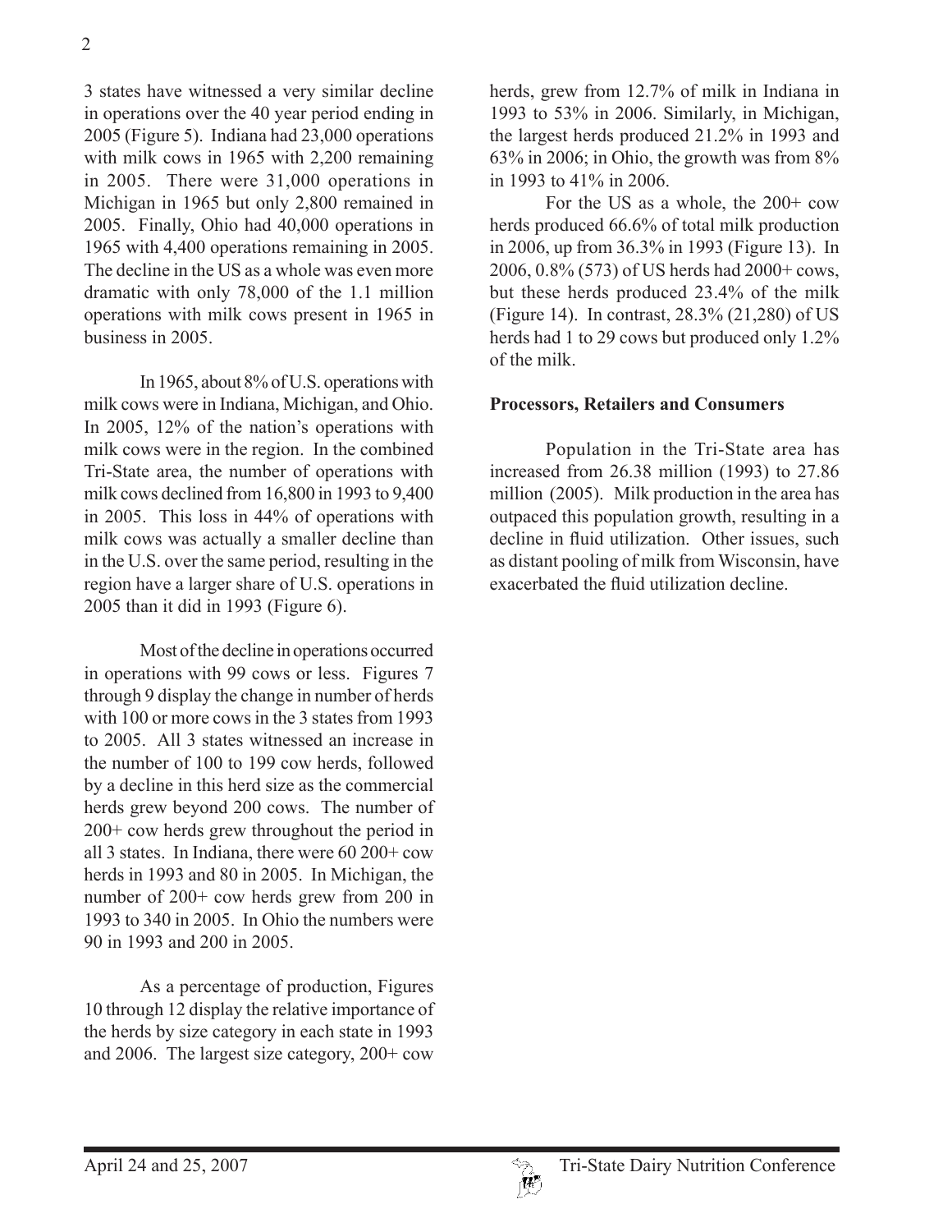3 states have witnessed a very similar decline in operations over the 40 year period ending in 2005 (Figure 5). Indiana had 23,000 operations with milk cows in 1965 with 2,200 remaining in 2005. There were 31,000 operations in Michigan in 1965 but only 2,800 remained in 2005. Finally, Ohio had 40,000 operations in 1965 with 4,400 operations remaining in 2005. The decline in the US as a whole was even more dramatic with only 78,000 of the 1.1 million operations with milk cows present in 1965 in business in 2005.

In 1965, about 8% of U.S. operations with milk cows were in Indiana, Michigan, and Ohio. In 2005, 12% of the nation's operations with milk cows were in the region. In the combined Tri-State area, the number of operations with milk cows declined from 16,800 in 1993 to 9,400 in 2005. This loss in 44% of operations with milk cows was actually a smaller decline than in the U.S. over the same period, resulting in the region have a larger share of U.S. operations in 2005 than it did in 1993 (Figure 6).

Most of the decline in operations occurred in operations with 99 cows or less. Figures 7 through 9 display the change in number of herds with 100 or more cows in the 3 states from 1993 to 2005. All 3 states witnessed an increase in the number of 100 to 199 cow herds, followed by a decline in this herd size as the commercial herds grew beyond 200 cows. The number of 200+ cow herds grew throughout the period in all 3 states. In Indiana, there were 60 200+ cow herds in 1993 and 80 in 2005. In Michigan, the number of 200+ cow herds grew from 200 in 1993 to 340 in 2005. In Ohio the numbers were 90 in 1993 and 200 in 2005.

As a percentage of production, Figures 10 through 12 display the relative importance of the herds by size category in each state in 1993 and 2006. The largest size category, 200+ cow herds, grew from 12.7% of milk in Indiana in 1993 to 53% in 2006. Similarly, in Michigan, the largest herds produced 21.2% in 1993 and 63% in 2006; in Ohio, the growth was from 8% in 1993 to 41% in 2006.

For the US as a whole, the 200+ cow herds produced 66.6% of total milk production in 2006, up from 36.3% in 1993 (Figure 13). In 2006, 0.8% (573) of US herds had 2000+ cows, but these herds produced 23.4% of the milk (Figure 14). In contrast, 28.3% (21,280) of US herds had 1 to 29 cows but produced only 1.2% of the milk.

## Processors, Retailers and Consumers

Population in the Tri-State area has increased from 26.38 million (1993) to 27.86 million (2005). Milk production in the area has outpaced this population growth, resulting in a decline in fluid utilization. Other issues, such as distant pooling of milk from Wisconsin, have exacerbated the fluid utilization decline.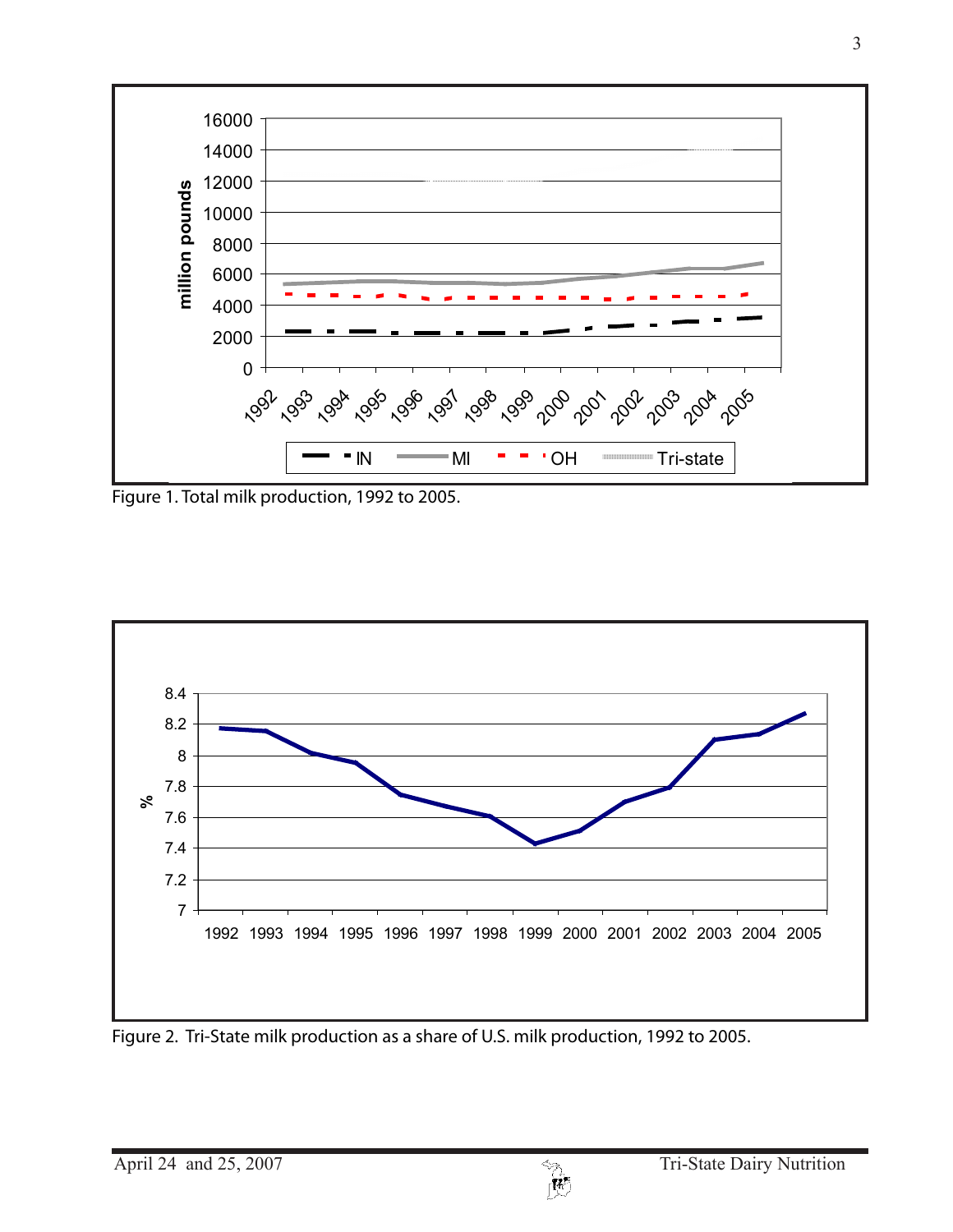Figure 1. Total milk production, 1992 to 2005.

Figure 2. Tri-State milk production as a share of U.S. milk production, 1992 to 2005.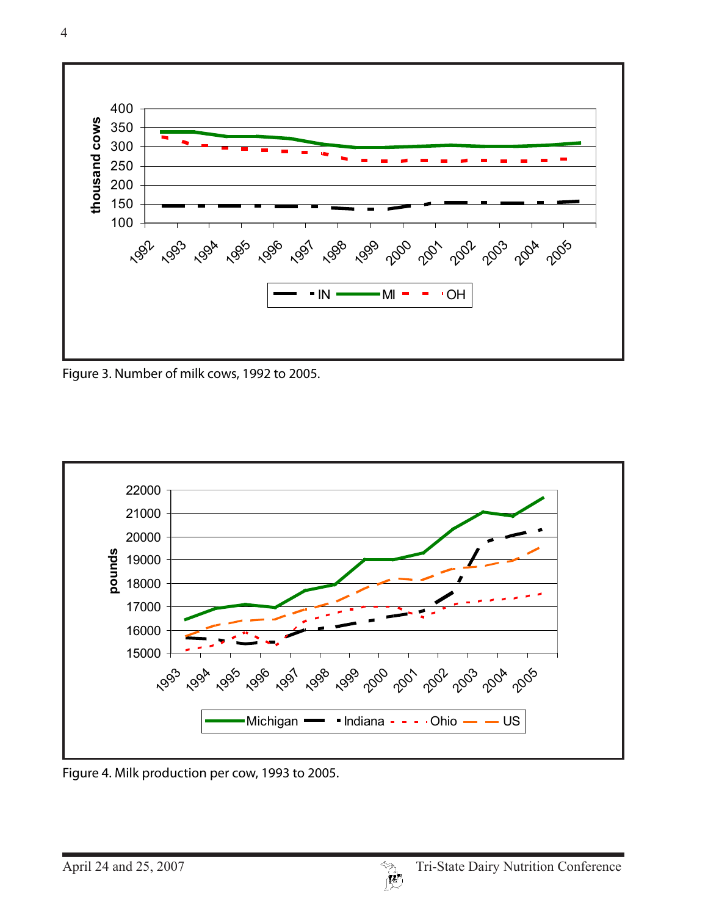Figure 3. Number of milk cows, 1992 to 2005.

Figure 4. Milk production per cow, 1993 to 2005.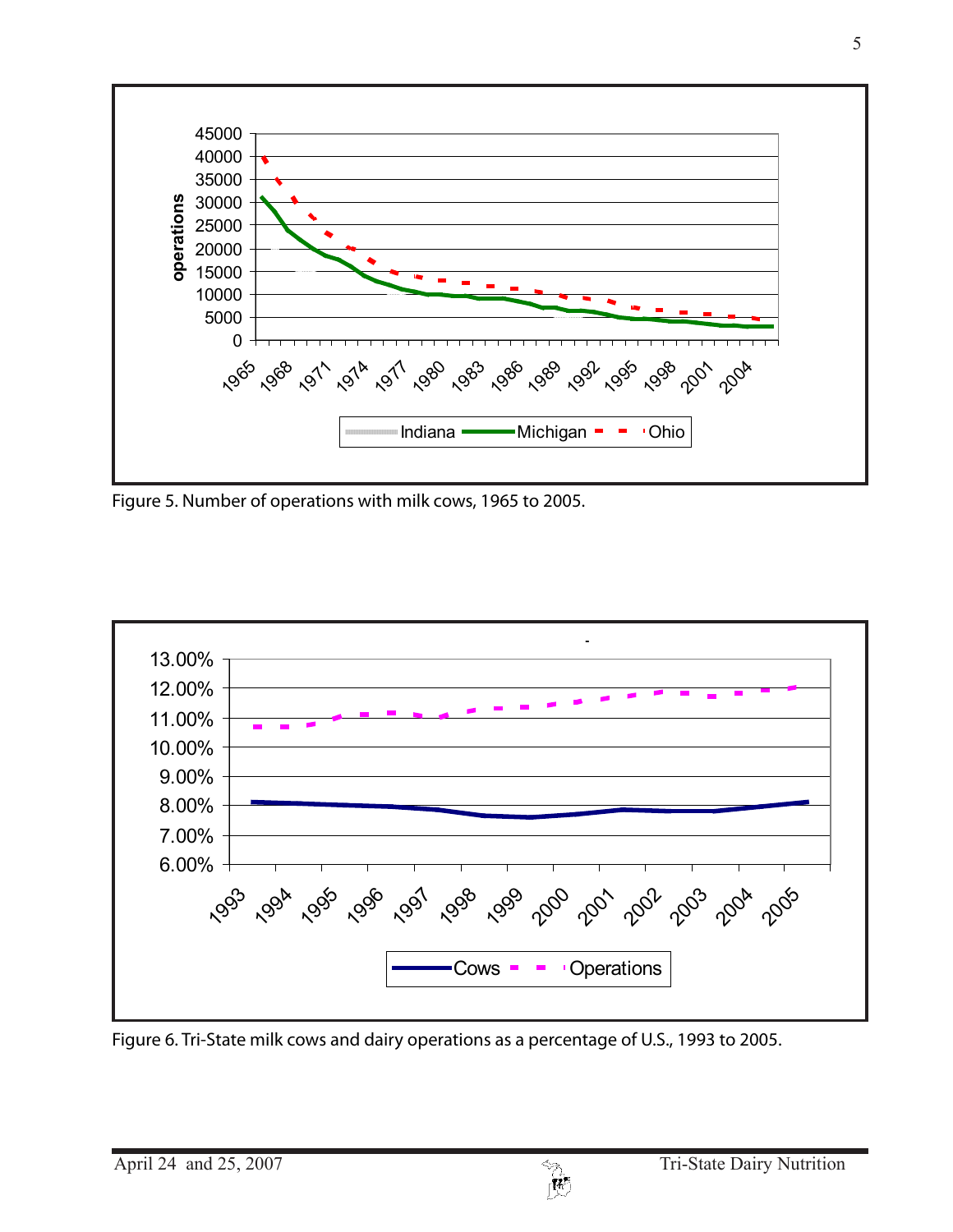Figure 5. Number of operations with milk cows, 1965 to 2005.

Figure 6. Tri-State milk cows and dairy operations as a percentage of U.S., 1993 to 2005.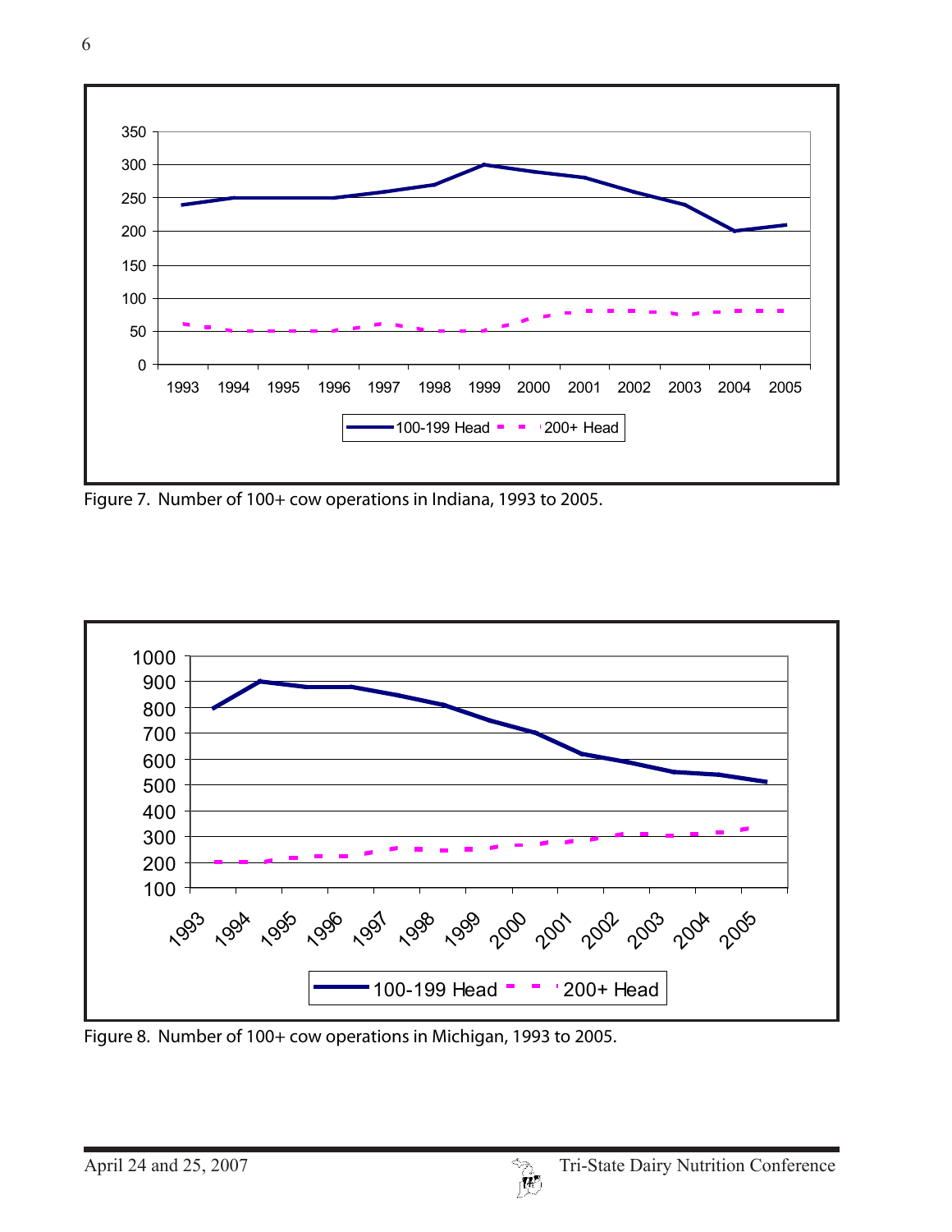Figure 7. Number of 100+ cow operations in Indiana, 1993 to 2005.

Figure 8. Number of 100+ cow operations in Michigan, 1993 to 2005.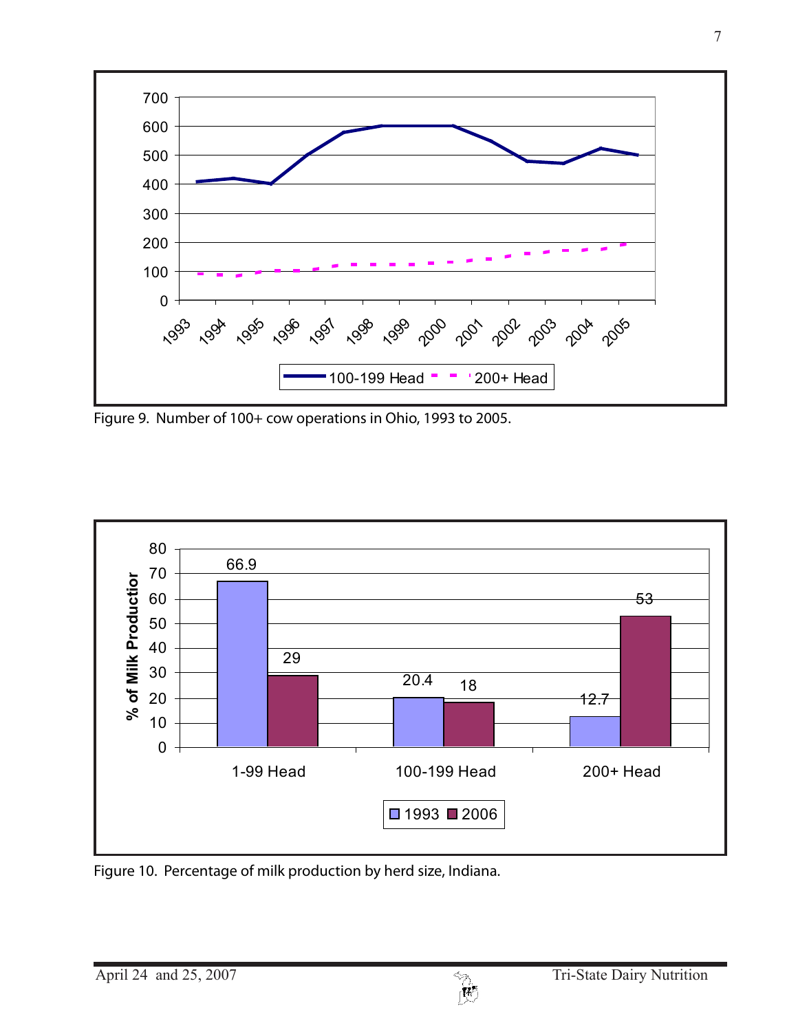Figure 9. Number of 100+ cow operations in Ohio, 1993 to 2005.

Figure 10. Percentage of milk production by herd size, Indiana.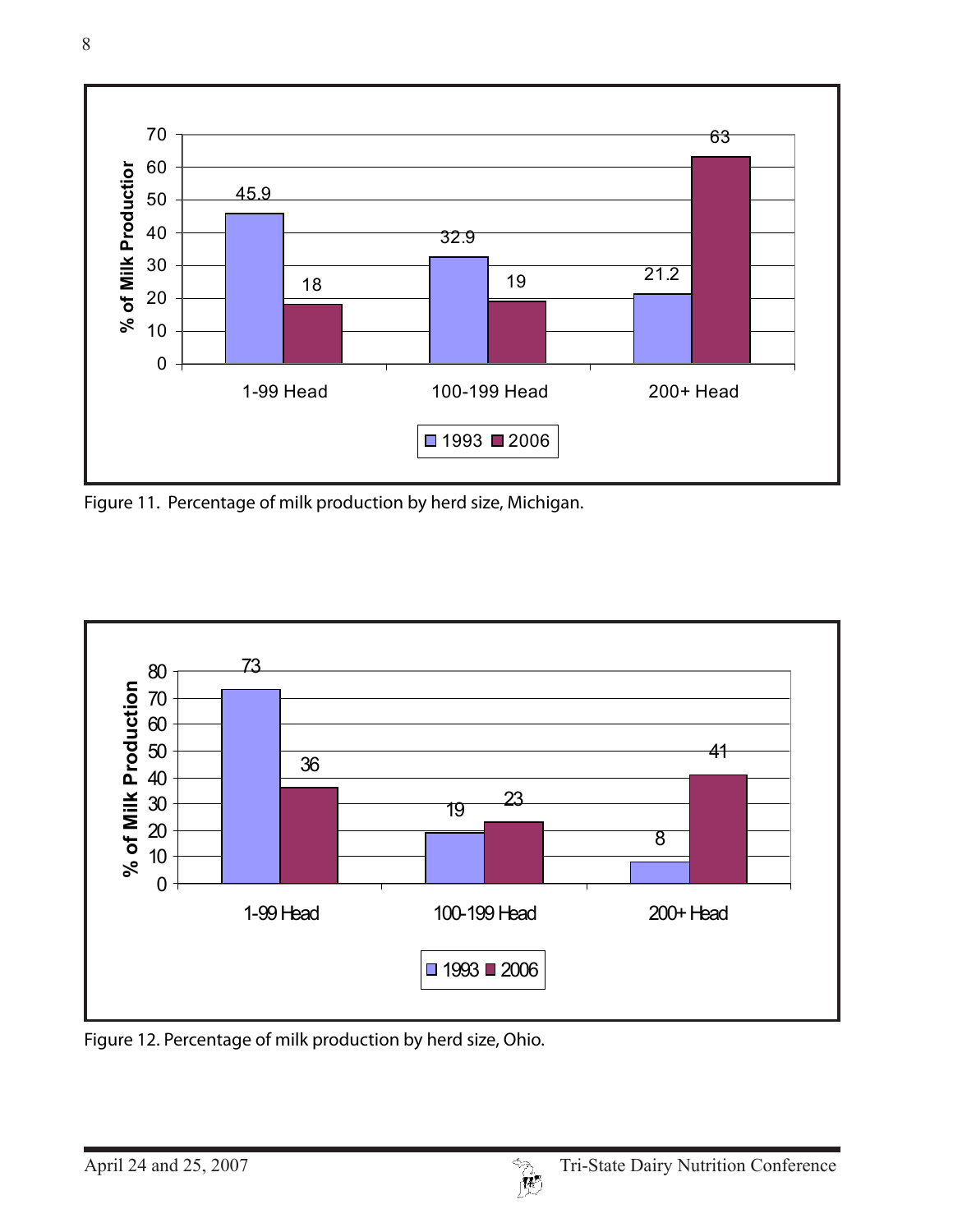| | 1993 | 2006 |
|---|---|---|
| 1-99 Head | 45.9 | 18 |
| 100-199 Head | 32.9 | 19 |
| 200+ Head | 21.2 | 63 |

Figure 11. Percentage of milk production by herd size, Michigan.

| | 1993 | 2006 |
|---|---|---|
| 1-99 Head | 73 | 36 |
| 100-199 Head | 19 | 23 |
| 200+ Head | 8 | 41 |

Figure 12. Percentage of milk production by herd size, Ohio.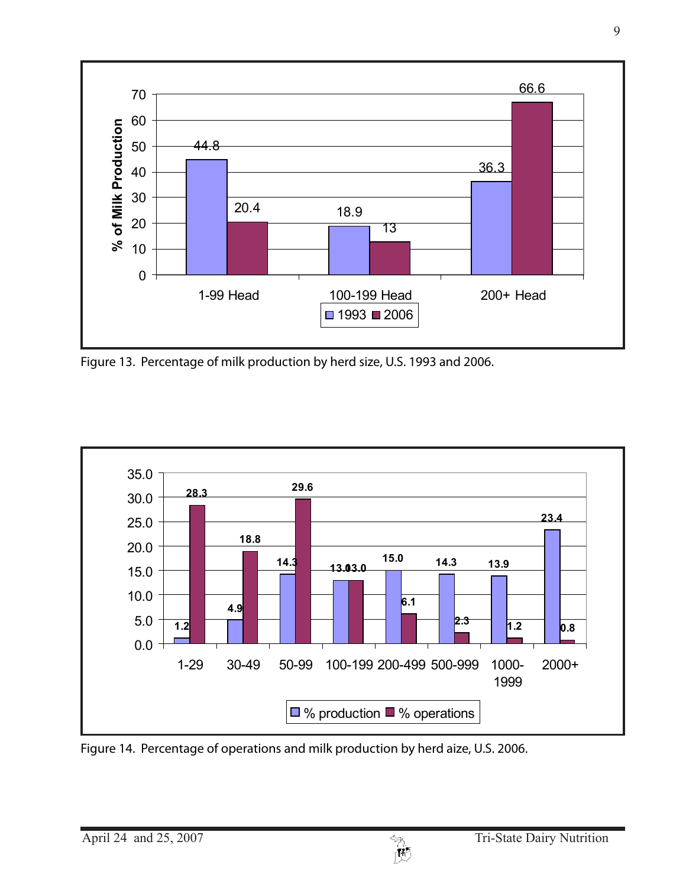| Herd size | 1993 | 2006 |
|---|---|---|
| 1-99 Head | 44.8 | 20.4 |
| 100-199 Head | 18.9 | 13 |
| 200+ Head | 36.3 | 66.6 |

Figure 13. Percentage of milk production by herd size, U.S. 1993 and 2006.

| Herd size | % production | % operations |
|---|---|---|
| 1-29 | 1.2 | 28.3 |
| 30-49 | 4.9 | 18.8 |
| 50-99 | 14.3 | 29.6 |
| 100-199 | 13.0 | 13.0 |
| 200-499 | 15.0 | 6.1 |
| 500-999 | 14.3 | 2.3 |
| 1000-1999 | 13.9 | 1.2 |
| 2000+ | 23.4 | 0.8 |

Figure 14. Percentage of operations and milk production by herd aize, U.S. 2006.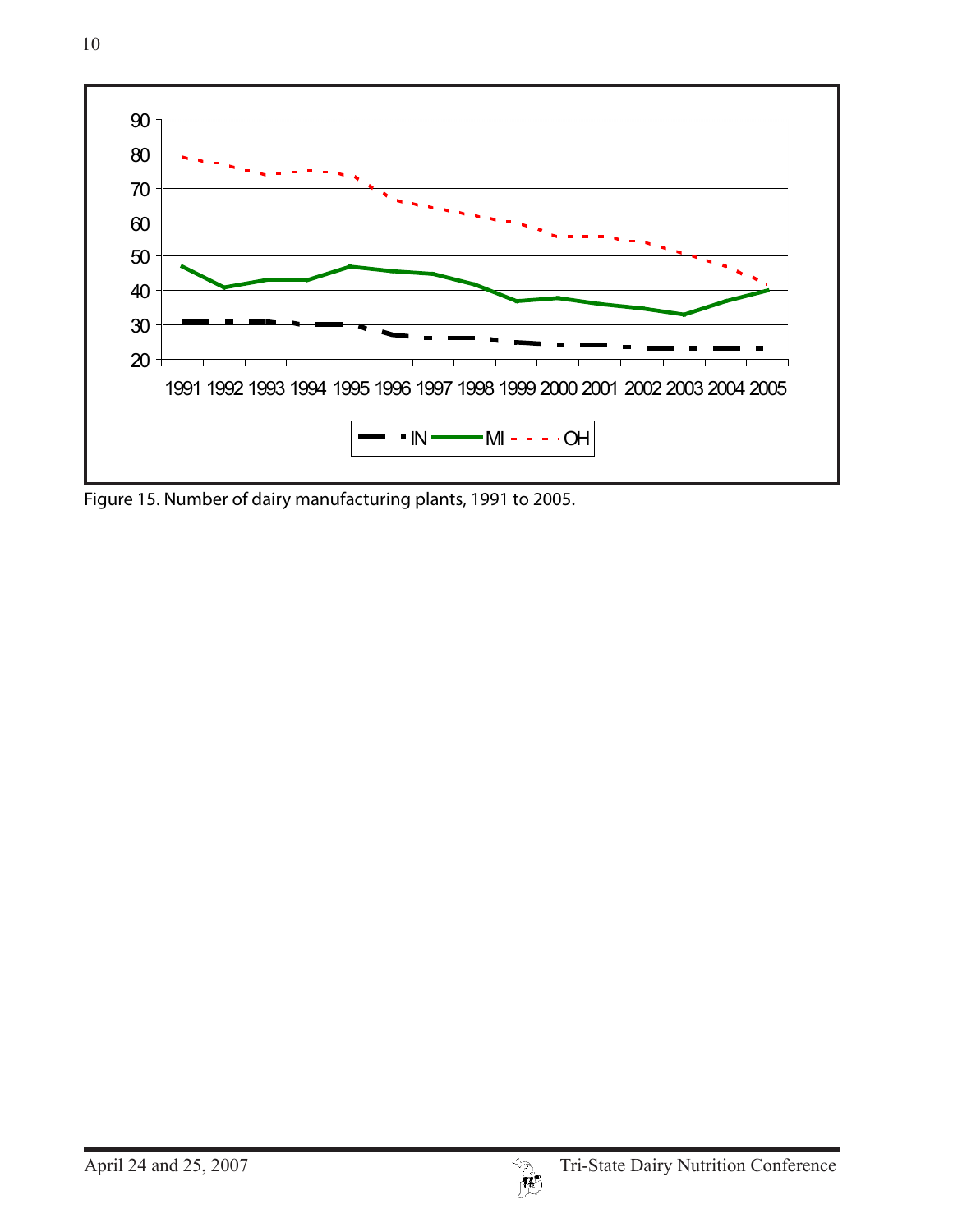90
80
70
60
50
40
30
20

1991 1992 1993 1994 1995 1996 1997 1998 1999 2000 2001 2002 2003 2004 2005

IN MI OH

Figure 15. Number of dairy manufacturing plants, 1991 to 2005.